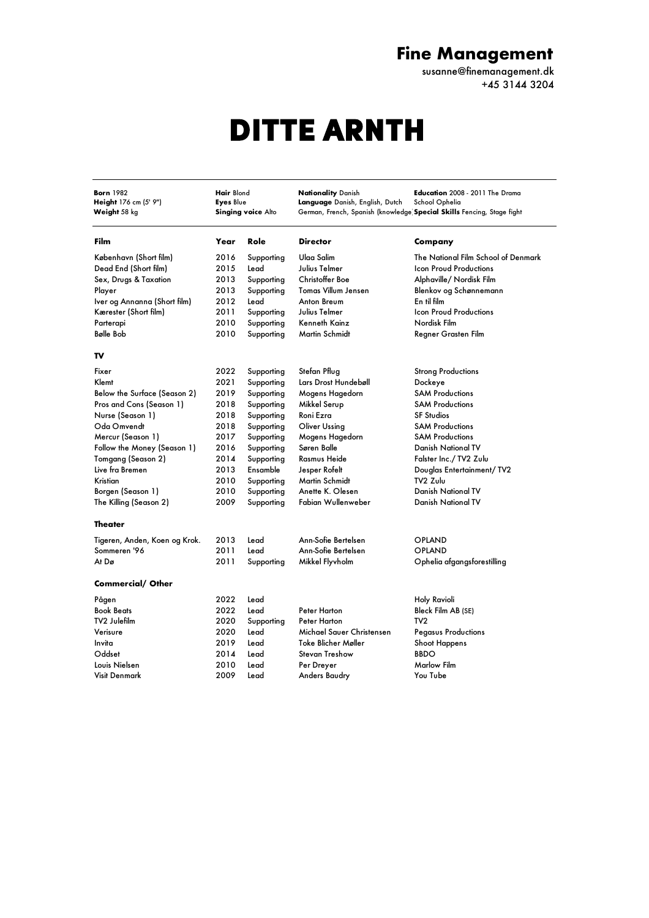**Fine Management**
susanne@finemanagement.dk
+45 3144 3204

# DITTE ARNTH

**Born** 1982
**Height** 176 cm (5' 9")
**Weight** 58 kg

**Hair** Blond
**Eyes** Blue
**Singing voice** Alto

**Nationality** Danish
**Language** Danish, English, Dutch German, French, Spanish (knowledge)

**Education** 2008 - 2011 The Drama School Ophelia
**Special Skills** Fencing, Stage fight

| Film | Year | Role | Director | Company |
|---|---|---|---|---|
| København (Short film) | 2016 | Supporting | Ulaa Salim | The National Film School of Denmark |
| Dead End (Short film) | 2015 | Lead | Julius Telmer | Icon Proud Productions |
| Sex, Drugs & Taxation | 2013 | Supporting | Christoffer Boe | Alphaville/ Nordisk Film |
| Player | 2013 | Supporting | Tomas Villum Jensen | Blenkov og Schønnemann |
| Iver og Annanna (Short film) | 2012 | Lead | Anton Breum | En til film |
| Kærester (Short film) | 2011 | Supporting | Julius Telmer | Icon Proud Productions |
| Parterapi | 2010 | Supporting | Kenneth Kainz | Nordisk Film |
| Bølle Bob | 2010 | Supporting | Martin Schmidt | Regner Grasten Film |

| TV | | | | |
|---|---|---|---|---|
| Fixer | 2022 | Supporting | Stefan Pflug | Strong Productions |
| Klemt | 2021 | Supporting | Lars Drost Hundebøll | Dockeye |
| Below the Surface (Season 2) | 2019 | Supporting | Mogens Hagedorn | SAM Productions |
| Pros and Cons (Season 1) | 2018 | Supporting | Mikkel Serup | SAM Productions |
| Nurse (Season 1) | 2018 | Supporting | Roni Ezra | SF Studios |
| Oda Omvendt | 2018 | Supporting | Oliver Ussing | SAM Productions |
| Mercur (Season 1) | 2017 | Supporting | Mogens Hagedorn | SAM Productions |
| Follow the Money (Season 1) | 2016 | Supporting | Søren Balle | Danish National TV |
| Tomgang (Season 2) | 2014 | Supporting | Rasmus Heide | Falster Inc./ TV2 Zulu |
| Live fra Bremen | 2013 | Ensamble | Jesper Rofelt | Douglas Entertainment/ TV2 |
| Kristian | 2010 | Supporting | Martin Schmidt | TV2 Zulu |
| Borgen (Season 1) | 2010 | Supporting | Anette K. Olesen | Danish National TV |
| The Killing (Season 2) | 2009 | Supporting | Fabian Wullenweber | Danish National TV |

| Theater | | | | |
|---|---|---|---|---|
| Tigeren, Anden, Koen og Krok. | 2013 | Lead | Ann-Sofie Bertelsen | OPLAND |
| Sommeren '96 | 2011 | Lead | Ann-Sofie Bertelsen | OPLAND |
| At Dø | 2011 | Supporting | Mikkel Flyvholm | Ophelia afgangsforestilling |

| Commercial/ Other | | | | |
|---|---|---|---|---|
| Pågen | 2022 | Lead | | Holy Ravioli |
| Book Beats | 2022 | Lead | Peter Harton | Bleck Film AB (SE) |
| TV2 Julefilm | 2020 | Supporting | Peter Harton | TV2 |
| Verisure | 2020 | Lead | Michael Sauer Christensen | Pegasus Productions |
| Invita | 2019 | Lead | Toke Blicher Møller | Shoot Happens |
| Oddset | 2014 | Lead | Stevan Treshow | BBDO |
| Louis Nielsen | 2010 | Lead | Per Dreyer | Marlow Film |
| Visit Denmark | 2009 | Lead | Anders Baudry | You Tube |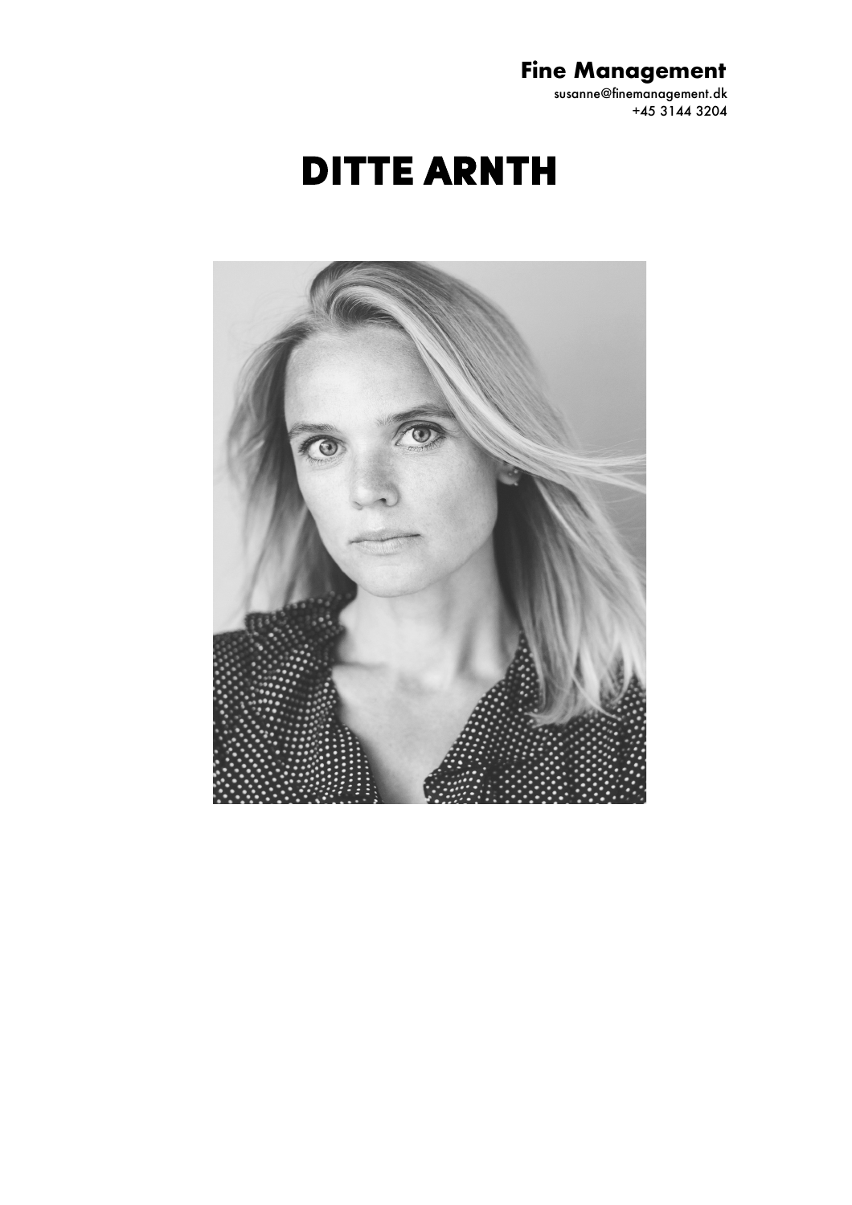**Fine Management**
susanne@finemanagement.dk
+45 3144 3204

# DITTE ARNTH